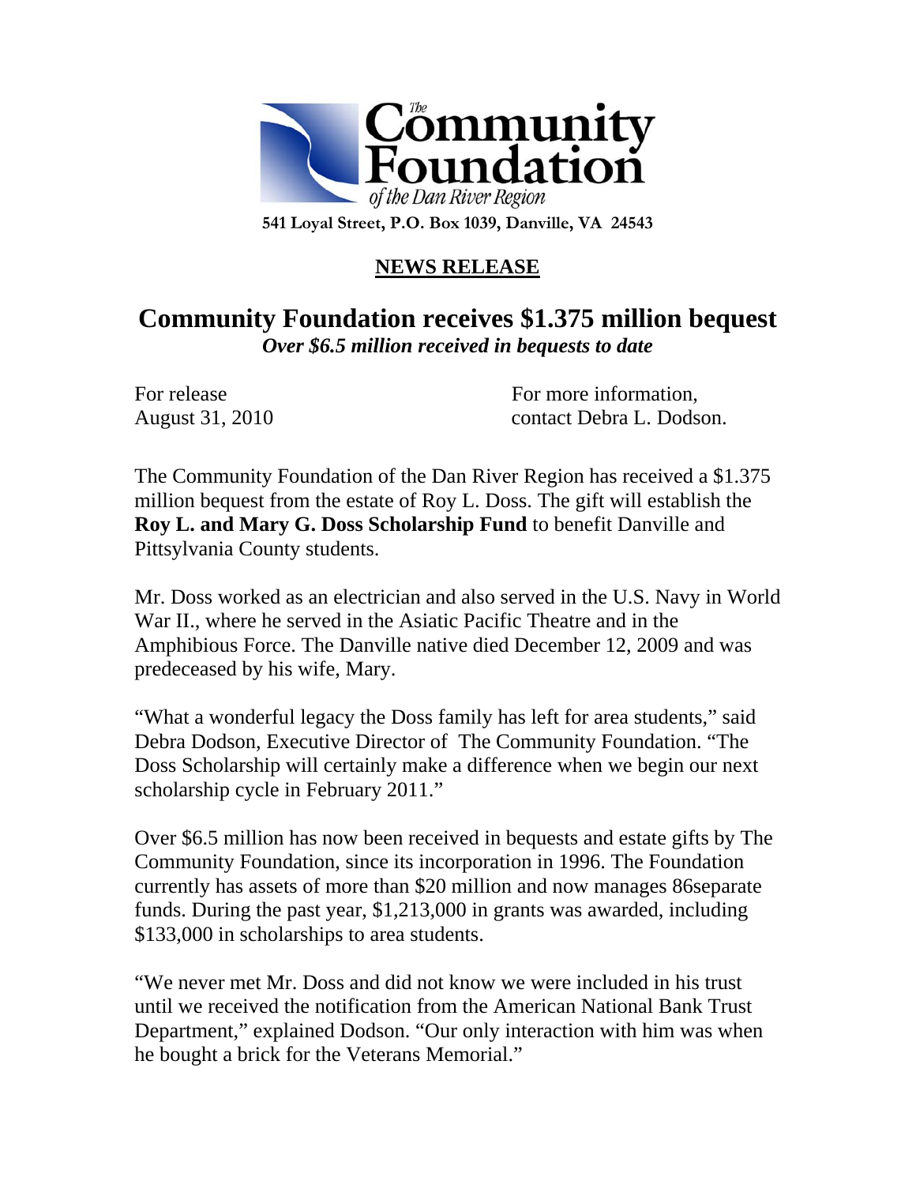**The Community Foundation of the Dan River Region**

**541 Loyal Street, P.O. Box 1039, Danville, VA 24543**

## NEWS RELEASE

# Community Foundation receives $1.375 million bequest

***Over $6.5 million received in bequests to date***

For release
August 31, 2010

For more information,
contact Debra L. Dodson.

The Community Foundation of the Dan River Region has received a $1.375 million bequest from the estate of Roy L. Doss. The gift will establish the **Roy L. and Mary G. Doss Scholarship Fund** to benefit Danville and Pittsylvania County students.

Mr. Doss worked as an electrician and also served in the U.S. Navy in World War II., where he served in the Asiatic Pacific Theatre and in the Amphibious Force. The Danville native died December 12, 2009 and was predeceased by his wife, Mary.

"What a wonderful legacy the Doss family has left for area students," said Debra Dodson, Executive Director of The Community Foundation. "The Doss Scholarship will certainly make a difference when we begin our next scholarship cycle in February 2011."

Over $6.5 million has now been received in bequests and estate gifts by The Community Foundation, since its incorporation in 1996. The Foundation currently has assets of more than $20 million and now manages 86separate funds. During the past year, $1,213,000 in grants was awarded, including $133,000 in scholarships to area students.

"We never met Mr. Doss and did not know we were included in his trust until we received the notification from the American National Bank Trust Department," explained Dodson. "Our only interaction with him was when he bought a brick for the Veterans Memorial."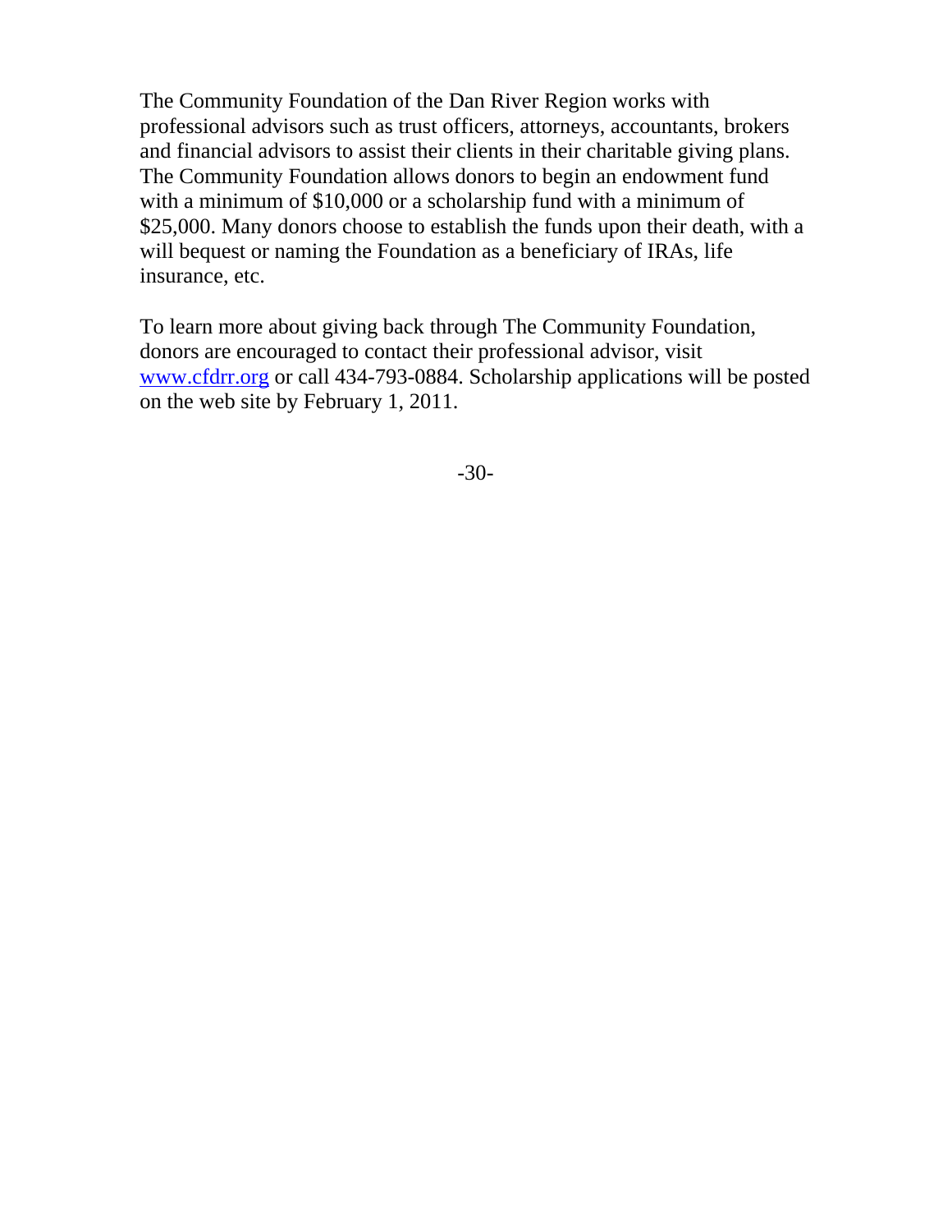The Community Foundation of the Dan River Region works with professional advisors such as trust officers, attorneys, accountants, brokers and financial advisors to assist their clients in their charitable giving plans. The Community Foundation allows donors to begin an endowment fund with a minimum of $10,000 or a scholarship fund with a minimum of $25,000. Many donors choose to establish the funds upon their death, with a will bequest or naming the Foundation as a beneficiary of IRAs, life insurance, etc.

To learn more about giving back through The Community Foundation, donors are encouraged to contact their professional advisor, visit [www.cfdrr.org](http://www.cfdrr.org) or call 434-793-0884. Scholarship applications will be posted on the web site by February 1, 2011.

-30-